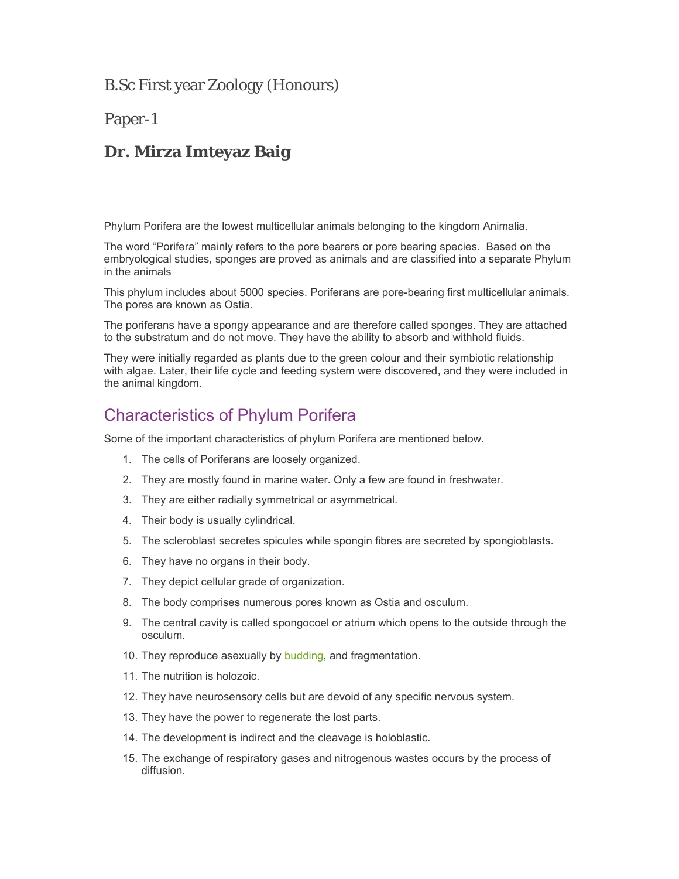B.Sc First year Zoology (Honours)

Paper-1

## Dr. Mirza Imteyaz Baig

Phylum Porifera are the lowest multicellular animals belonging to the kingdom Animalia.

The word "Porifera" mainly refers to the pore bearers or pore bearing species. Based on the embryological studies, sponges are proved as animals and are classified into a separate Phylum in the animals

This phylum includes about 5000 species. Poriferans are pore-bearing first multicellular animals. The pores are known as Ostia.

The poriferans have a spongy appearance and are therefore called sponges. They are attached to the substratum and do not move. They have the ability to absorb and withhold fluids.

They were initially regarded as plants due to the green colour and their symbiotic relationship with algae. Later, their life cycle and feeding system were discovered, and they were included in the animal kingdom.

## Characteristics of Phylum Porifera

Some of the important characteristics of phylum Porifera are mentioned below.

1. The cells of Poriferans are loosely organized.
2. They are mostly found in marine water. Only a few are found in freshwater.
3. They are either radially symmetrical or asymmetrical.
4. Their body is usually cylindrical.
5. The scleroblast secretes spicules while spongin fibres are secreted by spongioblasts.
6. They have no organs in their body.
7. They depict cellular grade of organization.
8. The body comprises numerous pores known as Ostia and osculum.
9. The central cavity is called spongocoel or atrium which opens to the outside through the osculum.
10. They reproduce asexually by budding, and fragmentation.
11. The nutrition is holozoic.
12. They have neurosensory cells but are devoid of any specific nervous system.
13. They have the power to regenerate the lost parts.
14. The development is indirect and the cleavage is holoblastic.
15. The exchange of respiratory gases and nitrogenous wastes occurs by the process of diffusion.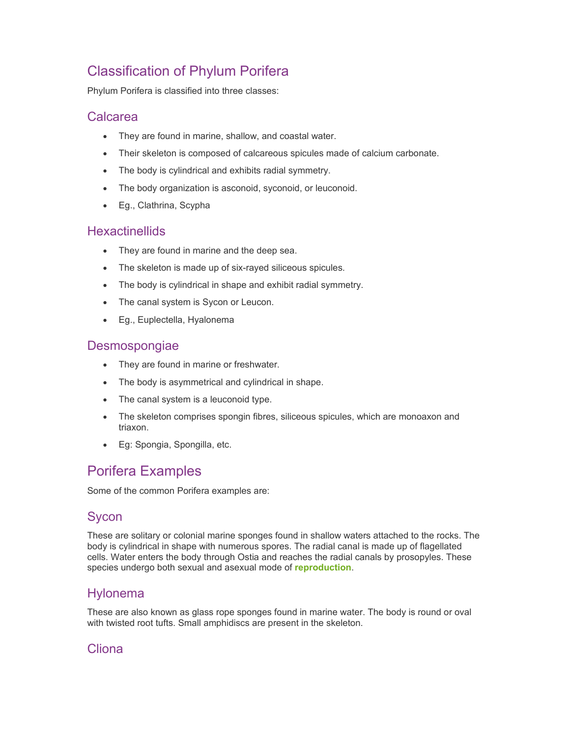## Classification of Phylum Porifera

Phylum Porifera is classified into three classes:

### Calcarea

- They are found in marine, shallow, and coastal water.
- Their skeleton is composed of calcareous spicules made of calcium carbonate.
- The body is cylindrical and exhibits radial symmetry.
- The body organization is asconoid, syconoid, or leuconoid.
- Eg., Clathrina, Scypha

### Hexactinellids

- They are found in marine and the deep sea.
- The skeleton is made up of six-rayed siliceous spicules.
- The body is cylindrical in shape and exhibit radial symmetry.
- The canal system is Sycon or Leucon.
- Eg., Euplectella, Hyalonema

### Desmospongiae

- They are found in marine or freshwater.
- The body is asymmetrical and cylindrical in shape.
- The canal system is a leuconoid type.
- The skeleton comprises spongin fibres, siliceous spicules, which are monoaxon and triaxon.
- Eg: Spongia, Spongilla, etc.

## Porifera Examples

Some of the common Porifera examples are:

### Sycon

These are solitary or colonial marine sponges found in shallow waters attached to the rocks. The body is cylindrical in shape with numerous spores. The radial canal is made up of flagellated cells. Water enters the body through Ostia and reaches the radial canals by prosopyles. These species undergo both sexual and asexual mode of **reproduction**.

### Hylonema

These are also known as glass rope sponges found in marine water. The body is round or oval with twisted root tufts. Small amphidiscs are present in the skeleton.

### Cliona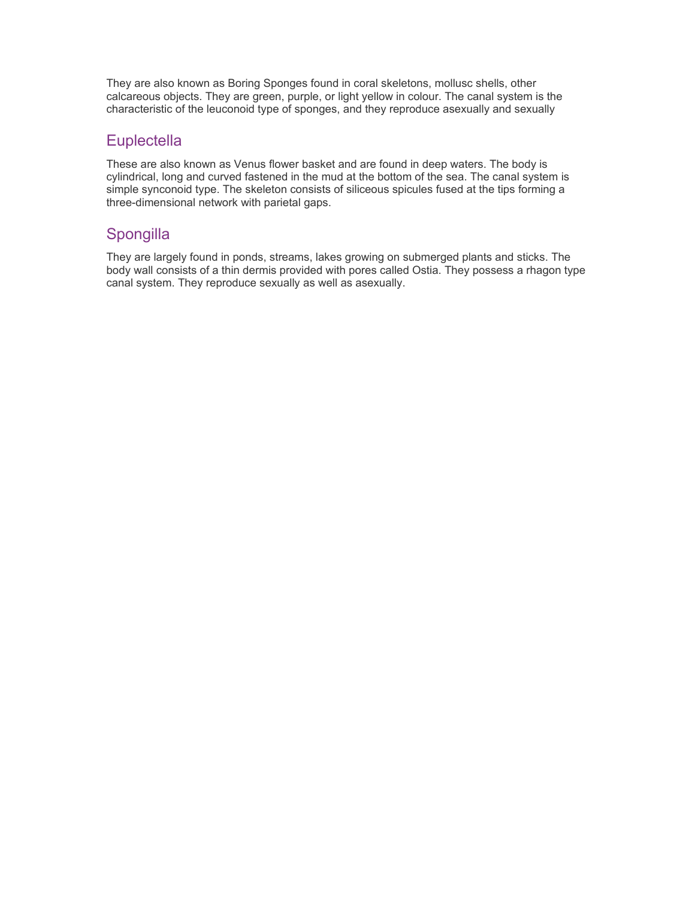They are also known as Boring Sponges found in coral skeletons, mollusc shells, other calcareous objects. They are green, purple, or light yellow in colour. The canal system is the characteristic of the leuconoid type of sponges, and they reproduce asexually and sexually

## Euplectella

These are also known as Venus flower basket and are found in deep waters. The body is cylindrical, long and curved fastened in the mud at the bottom of the sea. The canal system is simple synconoid type. The skeleton consists of siliceous spicules fused at the tips forming a three-dimensional network with parietal gaps.

## Spongilla

They are largely found in ponds, streams, lakes growing on submerged plants and sticks. The body wall consists of a thin dermis provided with pores called Ostia. They possess a rhagon type canal system. They reproduce sexually as well as asexually.